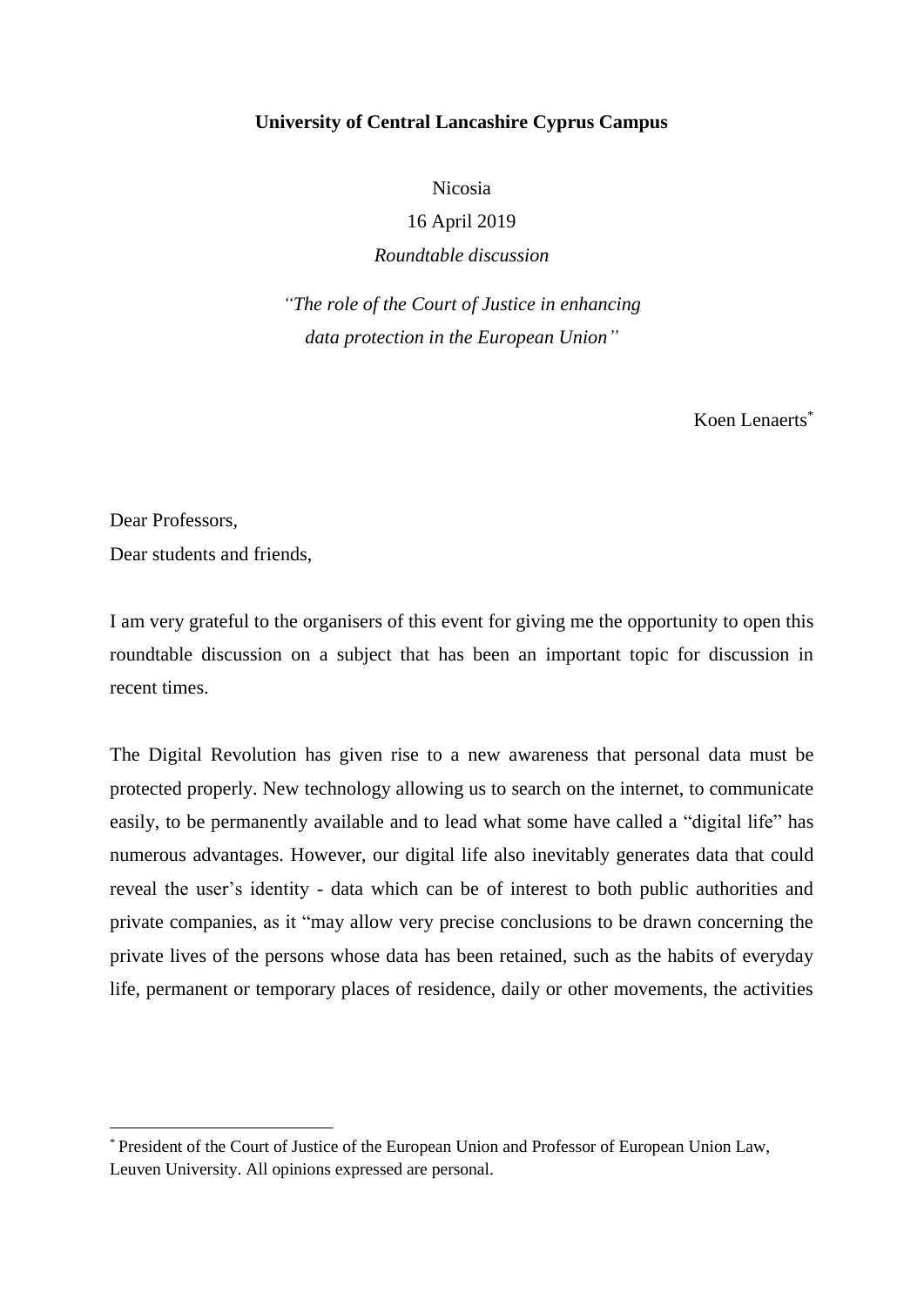**University of Central Lancashire Cyprus Campus**

Nicosia

16 April 2019

*Roundtable discussion*

*"The role of the Court of Justice in enhancing data protection in the European Union"*

Koen Lenaerts[*]

Dear Professors,
Dear students and friends,

I am very grateful to the organisers of this event for giving me the opportunity to open this roundtable discussion on a subject that has been an important topic for discussion in recent times.

The Digital Revolution has given rise to a new awareness that personal data must be protected properly. New technology allowing us to search on the internet, to communicate easily, to be permanently available and to lead what some have called a "digital life" has numerous advantages. However, our digital life also inevitably generates data that could reveal the user's identity - data which can be of interest to both public authorities and private companies, as it "may allow very precise conclusions to be drawn concerning the private lives of the persons whose data has been retained, such as the habits of everyday life, permanent or temporary places of residence, daily or other movements, the activities

---

[*] President of the Court of Justice of the European Union and Professor of European Union Law, Leuven University. All opinions expressed are personal.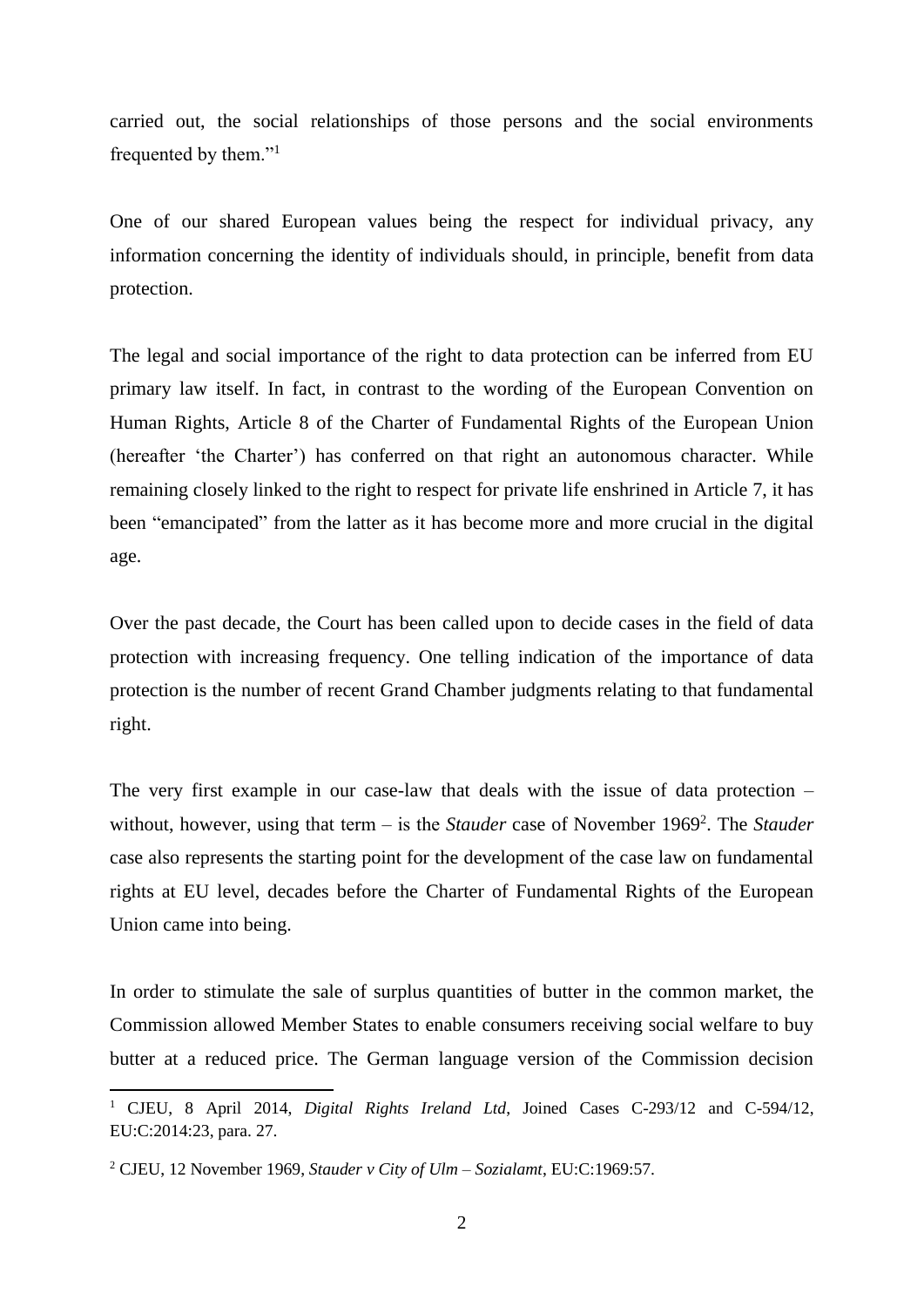carried out, the social relationships of those persons and the social environments frequented by them."[1]

One of our shared European values being the respect for individual privacy, any information concerning the identity of individuals should, in principle, benefit from data protection.

The legal and social importance of the right to data protection can be inferred from EU primary law itself. In fact, in contrast to the wording of the European Convention on Human Rights, Article 8 of the Charter of Fundamental Rights of the European Union (hereafter 'the Charter') has conferred on that right an autonomous character. While remaining closely linked to the right to respect for private life enshrined in Article 7, it has been "emancipated" from the latter as it has become more and more crucial in the digital age.

Over the past decade, the Court has been called upon to decide cases in the field of data protection with increasing frequency. One telling indication of the importance of data protection is the number of recent Grand Chamber judgments relating to that fundamental right.

The very first example in our case-law that deals with the issue of data protection – without, however, using that term – is the *Stauder* case of November 1969[2]. The *Stauder* case also represents the starting point for the development of the case law on fundamental rights at EU level, decades before the Charter of Fundamental Rights of the European Union came into being.

In order to stimulate the sale of surplus quantities of butter in the common market, the Commission allowed Member States to enable consumers receiving social welfare to buy butter at a reduced price. The German language version of the Commission decision

---

[1] CJEU, 8 April 2014, *Digital Rights Ireland Ltd*, Joined Cases C-293/12 and C-594/12, EU:C:2014:23, para. 27.

[2] CJEU, 12 November 1969, *Stauder v City of Ulm – Sozialamt*, EU:C:1969:57.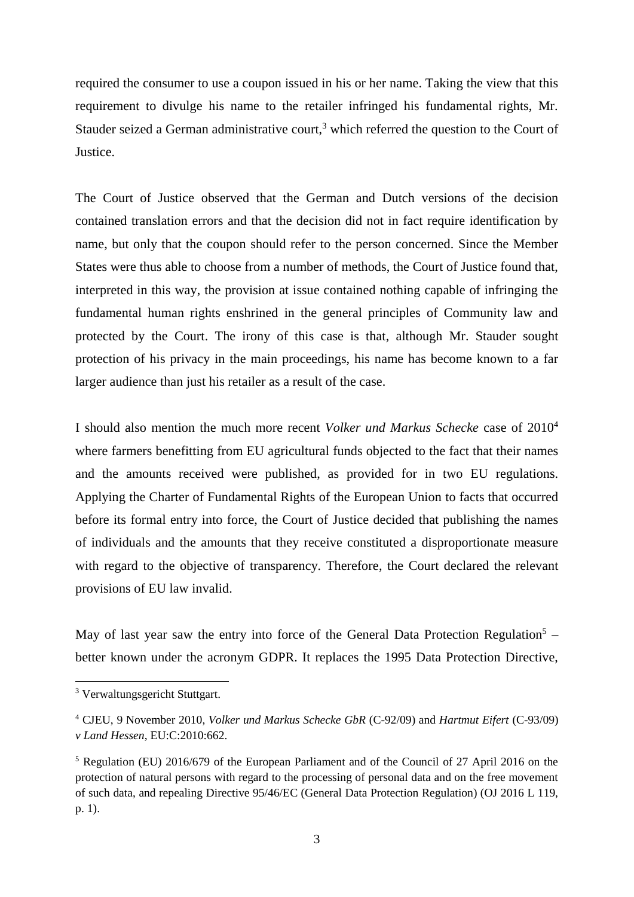required the consumer to use a coupon issued in his or her name. Taking the view that this requirement to divulge his name to the retailer infringed his fundamental rights, Mr. Stauder seized a German administrative court,[3] which referred the question to the Court of Justice.

The Court of Justice observed that the German and Dutch versions of the decision contained translation errors and that the decision did not in fact require identification by name, but only that the coupon should refer to the person concerned. Since the Member States were thus able to choose from a number of methods, the Court of Justice found that, interpreted in this way, the provision at issue contained nothing capable of infringing the fundamental human rights enshrined in the general principles of Community law and protected by the Court. The irony of this case is that, although Mr. Stauder sought protection of his privacy in the main proceedings, his name has become known to a far larger audience than just his retailer as a result of the case.

I should also mention the much more recent *Volker und Markus Schecke* case of 2010[4] where farmers benefitting from EU agricultural funds objected to the fact that their names and the amounts received were published, as provided for in two EU regulations. Applying the Charter of Fundamental Rights of the European Union to facts that occurred before its formal entry into force, the Court of Justice decided that publishing the names of individuals and the amounts that they receive constituted a disproportionate measure with regard to the objective of transparency. Therefore, the Court declared the relevant provisions of EU law invalid.

May of last year saw the entry into force of the General Data Protection Regulation[5] – better known under the acronym GDPR. It replaces the 1995 Data Protection Directive,

---

[3] Verwaltungsgericht Stuttgart.

[4] CJEU, 9 November 2010, *Volker und Markus Schecke GbR* (C-92/09) and *Hartmut Eifert* (C-93/09) *v Land Hessen*, EU:C:2010:662.

[5] Regulation (EU) 2016/679 of the European Parliament and of the Council of 27 April 2016 on the protection of natural persons with regard to the processing of personal data and on the free movement of such data, and repealing Directive 95/46/EC (General Data Protection Regulation) (OJ 2016 L 119, p. 1).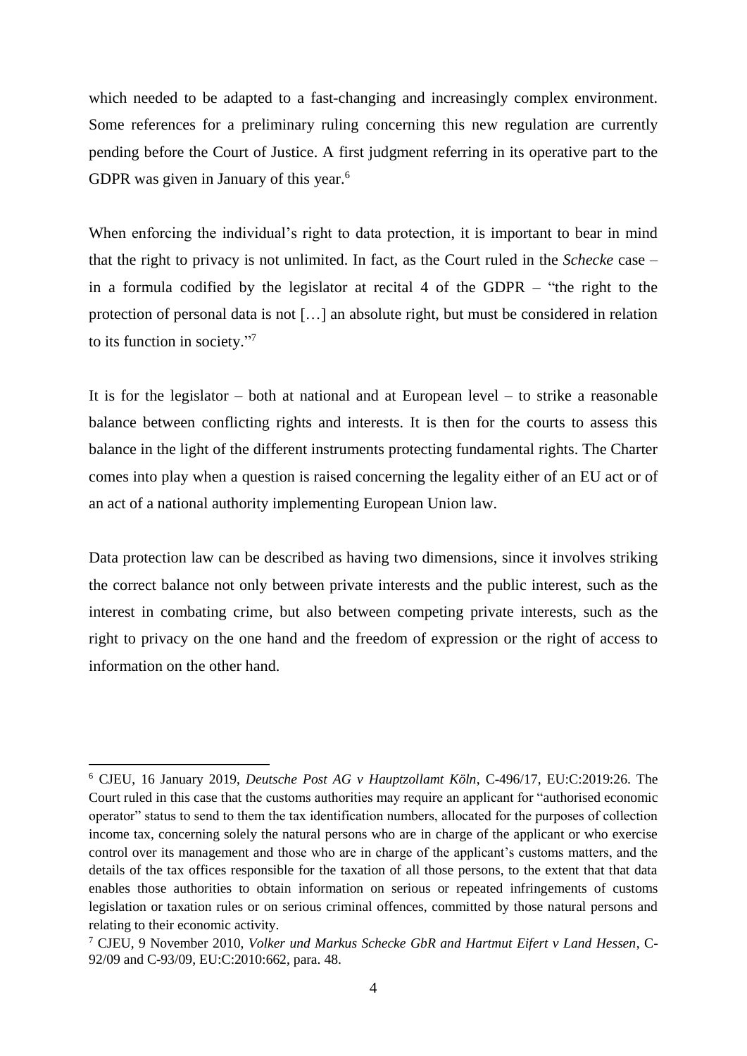which needed to be adapted to a fast-changing and increasingly complex environment. Some references for a preliminary ruling concerning this new regulation are currently pending before the Court of Justice. A first judgment referring in its operative part to the GDPR was given in January of this year.[6]

When enforcing the individual's right to data protection, it is important to bear in mind that the right to privacy is not unlimited. In fact, as the Court ruled in the *Schecke* case – in a formula codified by the legislator at recital 4 of the GDPR – "the right to the protection of personal data is not […] an absolute right, but must be considered in relation to its function in society."[7]

It is for the legislator – both at national and at European level – to strike a reasonable balance between conflicting rights and interests. It is then for the courts to assess this balance in the light of the different instruments protecting fundamental rights. The Charter comes into play when a question is raised concerning the legality either of an EU act or of an act of a national authority implementing European Union law.

Data protection law can be described as having two dimensions, since it involves striking the correct balance not only between private interests and the public interest, such as the interest in combating crime, but also between competing private interests, such as the right to privacy on the one hand and the freedom of expression or the right of access to information on the other hand.

---

[6] CJEU, 16 January 2019, *Deutsche Post AG v Hauptzollamt Köln*, C-496/17, EU:C:2019:26. The Court ruled in this case that the customs authorities may require an applicant for "authorised economic operator" status to send to them the tax identification numbers, allocated for the purposes of collection income tax, concerning solely the natural persons who are in charge of the applicant or who exercise control over its management and those who are in charge of the applicant's customs matters, and the details of the tax offices responsible for the taxation of all those persons, to the extent that that data enables those authorities to obtain information on serious or repeated infringements of customs legislation or taxation rules or on serious criminal offences, committed by those natural persons and relating to their economic activity.

[7] CJEU, 9 November 2010, *Volker und Markus Schecke GbR and Hartmut Eifert v Land Hessen*, C-92/09 and C-93/09, EU:C:2010:662, para. 48.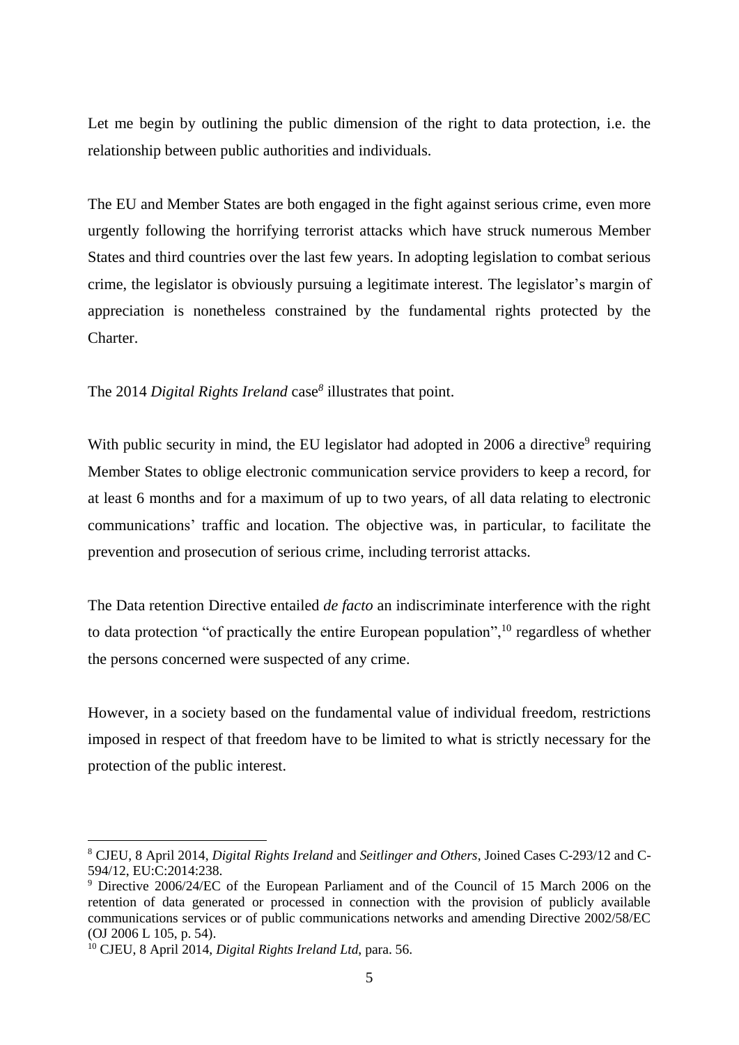Let me begin by outlining the public dimension of the right to data protection, i.e. the relationship between public authorities and individuals.

The EU and Member States are both engaged in the fight against serious crime, even more urgently following the horrifying terrorist attacks which have struck numerous Member States and third countries over the last few years. In adopting legislation to combat serious crime, the legislator is obviously pursuing a legitimate interest. The legislator's margin of appreciation is nonetheless constrained by the fundamental rights protected by the Charter.

The 2014 *Digital Rights Ireland* case[8] illustrates that point.

With public security in mind, the EU legislator had adopted in 2006 a directive[9] requiring Member States to oblige electronic communication service providers to keep a record, for at least 6 months and for a maximum of up to two years, of all data relating to electronic communications' traffic and location. The objective was, in particular, to facilitate the prevention and prosecution of serious crime, including terrorist attacks.

The Data retention Directive entailed *de facto* an indiscriminate interference with the right to data protection "of practically the entire European population",[10] regardless of whether the persons concerned were suspected of any crime.

However, in a society based on the fundamental value of individual freedom, restrictions imposed in respect of that freedom have to be limited to what is strictly necessary for the protection of the public interest.

---

[8] CJEU, 8 April 2014, *Digital Rights Ireland* and *Seitlinger and Others*, Joined Cases C-293/12 and C-594/12, EU:C:2014:238.

[9] Directive 2006/24/EC of the European Parliament and of the Council of 15 March 2006 on the retention of data generated or processed in connection with the provision of publicly available communications services or of public communications networks and amending Directive 2002/58/EC (OJ 2006 L 105, p. 54).

[10] CJEU, 8 April 2014, *Digital Rights Ireland Ltd*, para. 56.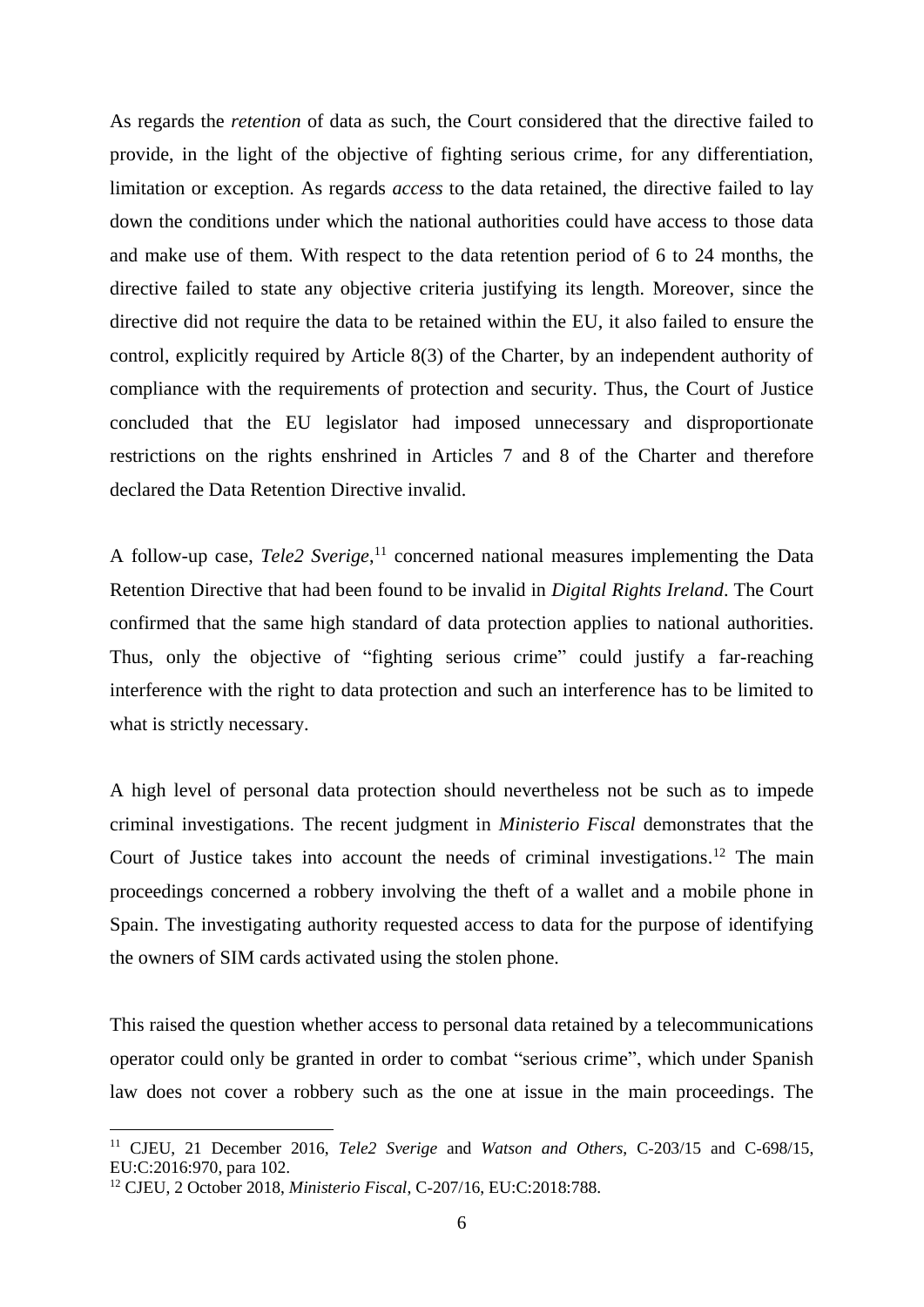As regards the *retention* of data as such, the Court considered that the directive failed to provide, in the light of the objective of fighting serious crime, for any differentiation, limitation or exception. As regards *access* to the data retained, the directive failed to lay down the conditions under which the national authorities could have access to those data and make use of them. With respect to the data retention period of 6 to 24 months, the directive failed to state any objective criteria justifying its length. Moreover, since the directive did not require the data to be retained within the EU, it also failed to ensure the control, explicitly required by Article 8(3) of the Charter, by an independent authority of compliance with the requirements of protection and security. Thus, the Court of Justice concluded that the EU legislator had imposed unnecessary and disproportionate restrictions on the rights enshrined in Articles 7 and 8 of the Charter and therefore declared the Data Retention Directive invalid.

A follow-up case, *Tele2 Sverige*,[11] concerned national measures implementing the Data Retention Directive that had been found to be invalid in *Digital Rights Ireland*. The Court confirmed that the same high standard of data protection applies to national authorities. Thus, only the objective of "fighting serious crime" could justify a far-reaching interference with the right to data protection and such an interference has to be limited to what is strictly necessary.

A high level of personal data protection should nevertheless not be such as to impede criminal investigations. The recent judgment in *Ministerio Fiscal* demonstrates that the Court of Justice takes into account the needs of criminal investigations.[12] The main proceedings concerned a robbery involving the theft of a wallet and a mobile phone in Spain. The investigating authority requested access to data for the purpose of identifying the owners of SIM cards activated using the stolen phone.

This raised the question whether access to personal data retained by a telecommunications operator could only be granted in order to combat "serious crime", which under Spanish law does not cover a robbery such as the one at issue in the main proceedings. The

---

[11] CJEU, 21 December 2016, *Tele2 Sverige* and *Watson and Others*, C-203/15 and C-698/15, EU:C:2016:970, para 102.

[12] CJEU, 2 October 2018, *Ministerio Fiscal*, C-207/16, EU:C:2018:788.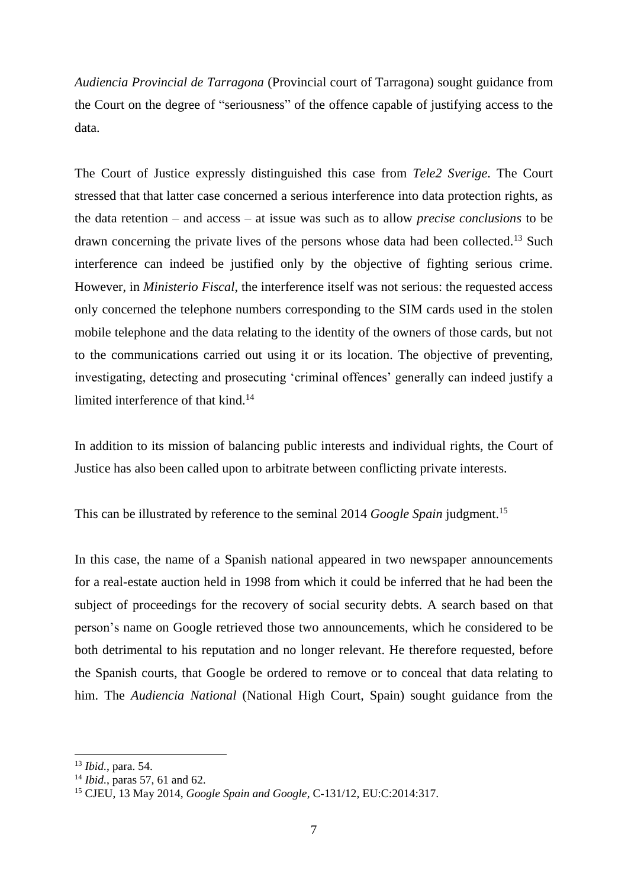*Audiencia Provincial de Tarragona* (Provincial court of Tarragona) sought guidance from the Court on the degree of "seriousness" of the offence capable of justifying access to the data.

The Court of Justice expressly distinguished this case from *Tele2 Sverige*. The Court stressed that that latter case concerned a serious interference into data protection rights, as the data retention – and access – at issue was such as to allow *precise conclusions* to be drawn concerning the private lives of the persons whose data had been collected.[13] Such interference can indeed be justified only by the objective of fighting serious crime. However, in *Ministerio Fiscal*, the interference itself was not serious: the requested access only concerned the telephone numbers corresponding to the SIM cards used in the stolen mobile telephone and the data relating to the identity of the owners of those cards, but not to the communications carried out using it or its location. The objective of preventing, investigating, detecting and prosecuting 'criminal offences' generally can indeed justify a limited interference of that kind.[14]

In addition to its mission of balancing public interests and individual rights, the Court of Justice has also been called upon to arbitrate between conflicting private interests.

This can be illustrated by reference to the seminal 2014 *Google Spain* judgment.[15]

In this case, the name of a Spanish national appeared in two newspaper announcements for a real-estate auction held in 1998 from which it could be inferred that he had been the subject of proceedings for the recovery of social security debts. A search based on that person's name on Google retrieved those two announcements, which he considered to be both detrimental to his reputation and no longer relevant. He therefore requested, before the Spanish courts, that Google be ordered to remove or to conceal that data relating to him. The *Audiencia National* (National High Court, Spain) sought guidance from the

---

[13] *Ibid.*, para. 54.

[14] *Ibid.*, paras 57, 61 and 62.

[15] CJEU, 13 May 2014, *Google Spain and Google*, C-131/12, EU:C:2014:317.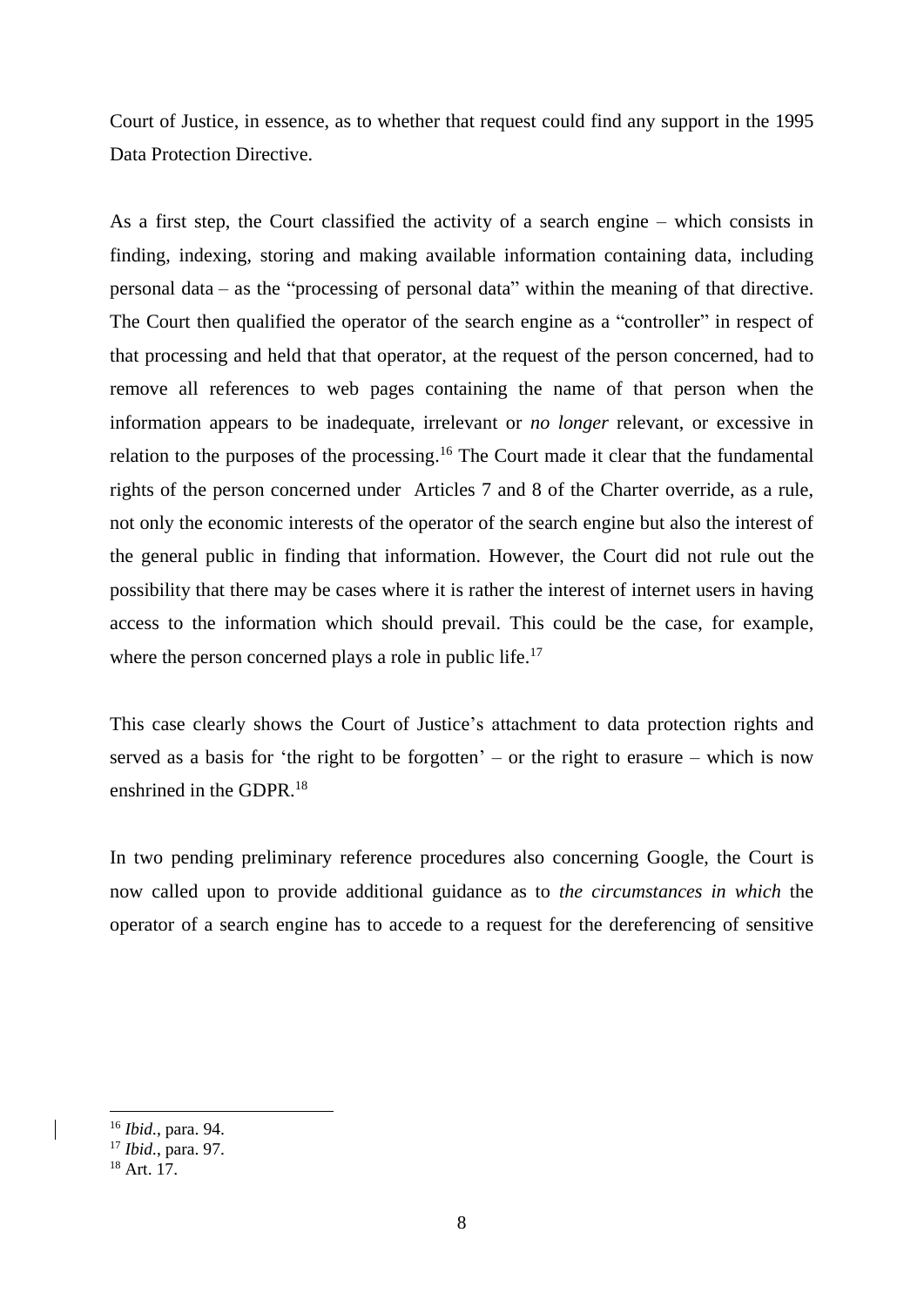Court of Justice, in essence, as to whether that request could find any support in the 1995 Data Protection Directive.

As a first step, the Court classified the activity of a search engine – which consists in finding, indexing, storing and making available information containing data, including personal data – as the "processing of personal data" within the meaning of that directive. The Court then qualified the operator of the search engine as a "controller" in respect of that processing and held that that operator, at the request of the person concerned, had to remove all references to web pages containing the name of that person when the information appears to be inadequate, irrelevant or *no longer* relevant, or excessive in relation to the purposes of the processing.[16] The Court made it clear that the fundamental rights of the person concerned under Articles 7 and 8 of the Charter override, as a rule, not only the economic interests of the operator of the search engine but also the interest of the general public in finding that information. However, the Court did not rule out the possibility that there may be cases where it is rather the interest of internet users in having access to the information which should prevail. This could be the case, for example, where the person concerned plays a role in public life.[17]

This case clearly shows the Court of Justice's attachment to data protection rights and served as a basis for 'the right to be forgotten' – or the right to erasure – which is now enshrined in the GDPR.[18]

In two pending preliminary reference procedures also concerning Google, the Court is now called upon to provide additional guidance as to *the circumstances in which* the operator of a search engine has to accede to a request for the dereferencing of sensitive

---

[16] *Ibid.*, para. 94.

[17] *Ibid.*, para. 97.

[18] Art. 17.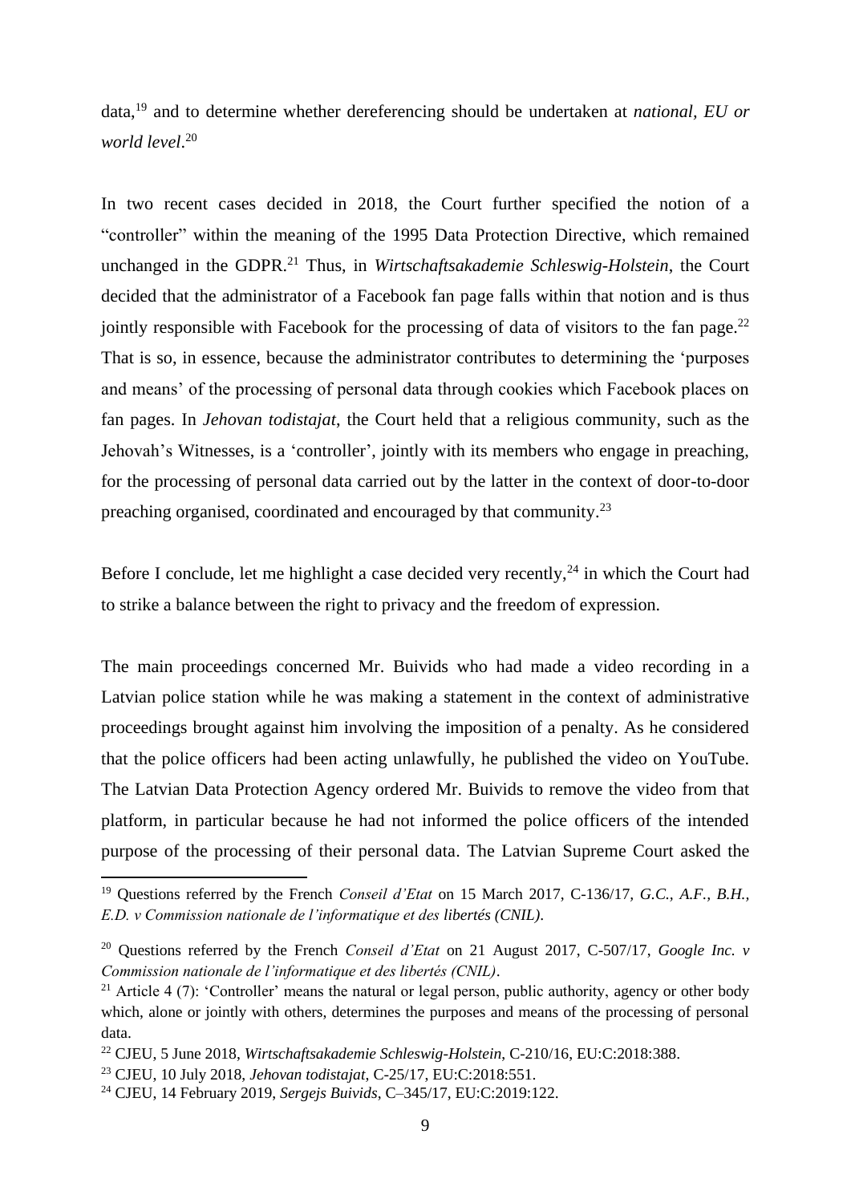data,[19] and to determine whether dereferencing should be undertaken at *national, EU or world level*.[20]

In two recent cases decided in 2018, the Court further specified the notion of a "controller" within the meaning of the 1995 Data Protection Directive, which remained unchanged in the GDPR.[21] Thus, in *Wirtschaftsakademie Schleswig-Holstein*, the Court decided that the administrator of a Facebook fan page falls within that notion and is thus jointly responsible with Facebook for the processing of data of visitors to the fan page.[22] That is so, in essence, because the administrator contributes to determining the 'purposes and means' of the processing of personal data through cookies which Facebook places on fan pages. In *Jehovan todistajat*, the Court held that a religious community, such as the Jehovah's Witnesses, is a 'controller', jointly with its members who engage in preaching, for the processing of personal data carried out by the latter in the context of door-to-door preaching organised, coordinated and encouraged by that community.[23]

Before I conclude, let me highlight a case decided very recently,[24] in which the Court had to strike a balance between the right to privacy and the freedom of expression.

The main proceedings concerned Mr. Buivids who had made a video recording in a Latvian police station while he was making a statement in the context of administrative proceedings brought against him involving the imposition of a penalty. As he considered that the police officers had been acting unlawfully, he published the video on YouTube. The Latvian Data Protection Agency ordered Mr. Buivids to remove the video from that platform, in particular because he had not informed the police officers of the intended purpose of the processing of their personal data. The Latvian Supreme Court asked the

---

[19] Questions referred by the French *Conseil d'Etat* on 15 March 2017, C-136/17, *G.C., A.F., B.H., E.D. v Commission nationale de l'informatique et des libertés (CNIL)*.

[20] Questions referred by the French *Conseil d'Etat* on 21 August 2017, C-507/17, *Google Inc. v Commission nationale de l'informatique et des libertés (CNIL)*.

[21] Article 4 (7): 'Controller' means the natural or legal person, public authority, agency or other body which, alone or jointly with others, determines the purposes and means of the processing of personal data.

[22] CJEU, 5 June 2018, *Wirtschaftsakademie Schleswig-Holstein*, C-210/16, EU:C:2018:388.

[23] CJEU, 10 July 2018, *Jehovan todistajat*, C-25/17, EU:C:2018:551.

[24] CJEU, 14 February 2019, *Sergejs Buivids*, C–345/17, EU:C:2019:122.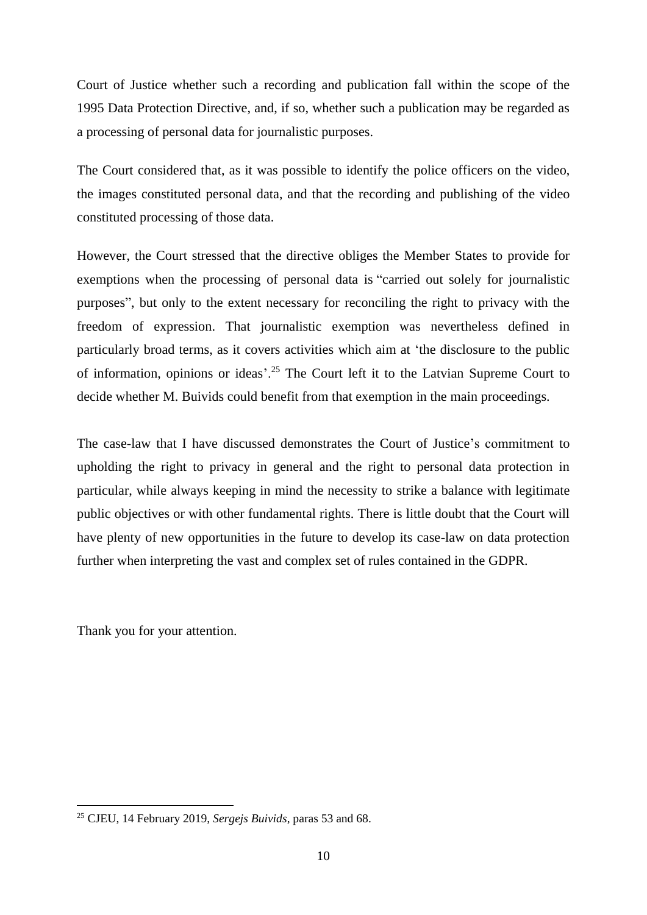Court of Justice whether such a recording and publication fall within the scope of the 1995 Data Protection Directive, and, if so, whether such a publication may be regarded as a processing of personal data for journalistic purposes.

The Court considered that, as it was possible to identify the police officers on the video, the images constituted personal data, and that the recording and publishing of the video constituted processing of those data.

However, the Court stressed that the directive obliges the Member States to provide for exemptions when the processing of personal data is "carried out solely for journalistic purposes", but only to the extent necessary for reconciling the right to privacy with the freedom of expression. That journalistic exemption was nevertheless defined in particularly broad terms, as it covers activities which aim at 'the disclosure to the public of information, opinions or ideas'.[25] The Court left it to the Latvian Supreme Court to decide whether M. Buivids could benefit from that exemption in the main proceedings.

The case-law that I have discussed demonstrates the Court of Justice's commitment to upholding the right to privacy in general and the right to personal data protection in particular, while always keeping in mind the necessity to strike a balance with legitimate public objectives or with other fundamental rights. There is little doubt that the Court will have plenty of new opportunities in the future to develop its case-law on data protection further when interpreting the vast and complex set of rules contained in the GDPR.

Thank you for your attention.

---

[25] CJEU, 14 February 2019, *Sergejs Buivids*, paras 53 and 68.